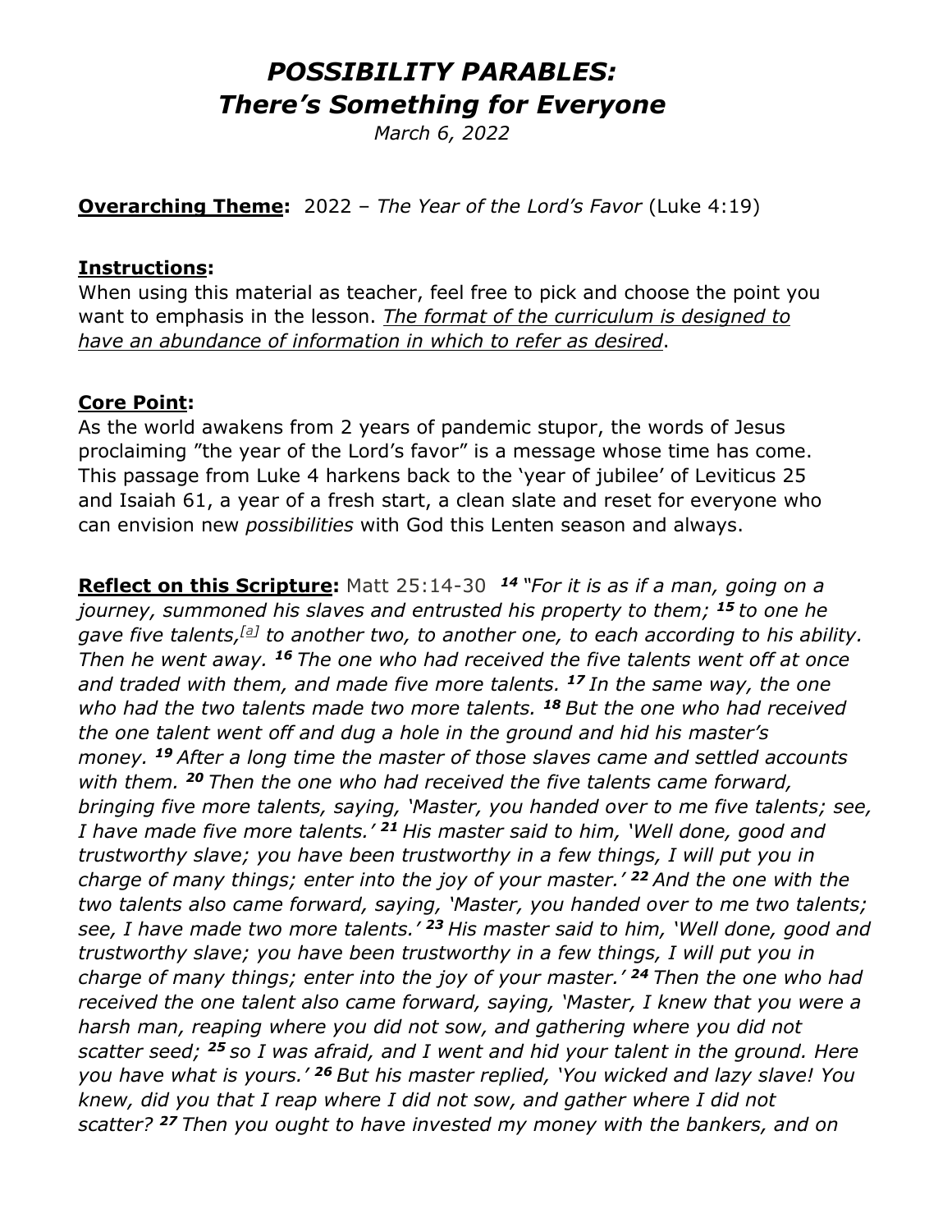# *POSSIBILITY PARABLES:*
# *There's Something for Everyone*

*March 6, 2022*

**Overarching Theme:** 2022 – *The Year of the Lord's Favor* (Luke 4:19)

**Instructions:**
When using this material as teacher, feel free to pick and choose the point you want to emphasis in the lesson. *The format of the curriculum is designed to have an abundance of information in which to refer as desired*.

**Core Point:**
As the world awakens from 2 years of pandemic stupor, the words of Jesus proclaiming "the year of the Lord's favor" is a message whose time has come. This passage from Luke 4 harkens back to the 'year of jubilee' of Leviticus 25 and Isaiah 61, a year of a fresh start, a clean slate and reset for everyone who can envision new *possibilities* with God this Lenten season and always.

**Reflect on this Scripture:** Matt 25:14-30 ***14*** *"For it is as if a man, going on a journey, summoned his slaves and entrusted his property to them;* ***15*** *to one he gave five talents,*[a] *to another two, to another one, to each according to his ability. Then he went away.* ***16*** *The one who had received the five talents went off at once and traded with them, and made five more talents.* ***17*** *In the same way, the one who had the two talents made two more talents.* ***18*** *But the one who had received the one talent went off and dug a hole in the ground and hid his master's money.* ***19*** *After a long time the master of those slaves came and settled accounts with them.* ***20*** *Then the one who had received the five talents came forward, bringing five more talents, saying, 'Master, you handed over to me five talents; see, I have made five more talents.'* ***21*** *His master said to him, 'Well done, good and trustworthy slave; you have been trustworthy in a few things, I will put you in charge of many things; enter into the joy of your master.'* ***22*** *And the one with the two talents also came forward, saying, 'Master, you handed over to me two talents; see, I have made two more talents.'* ***23*** *His master said to him, 'Well done, good and trustworthy slave; you have been trustworthy in a few things, I will put you in charge of many things; enter into the joy of your master.'* ***24*** *Then the one who had received the one talent also came forward, saying, 'Master, I knew that you were a harsh man, reaping where you did not sow, and gathering where you did not scatter seed;* ***25*** *so I was afraid, and I went and hid your talent in the ground. Here you have what is yours.'* ***26*** *But his master replied, 'You wicked and lazy slave! You knew, did you that I reap where I did not sow, and gather where I did not scatter?* ***27*** *Then you ought to have invested my money with the bankers, and on*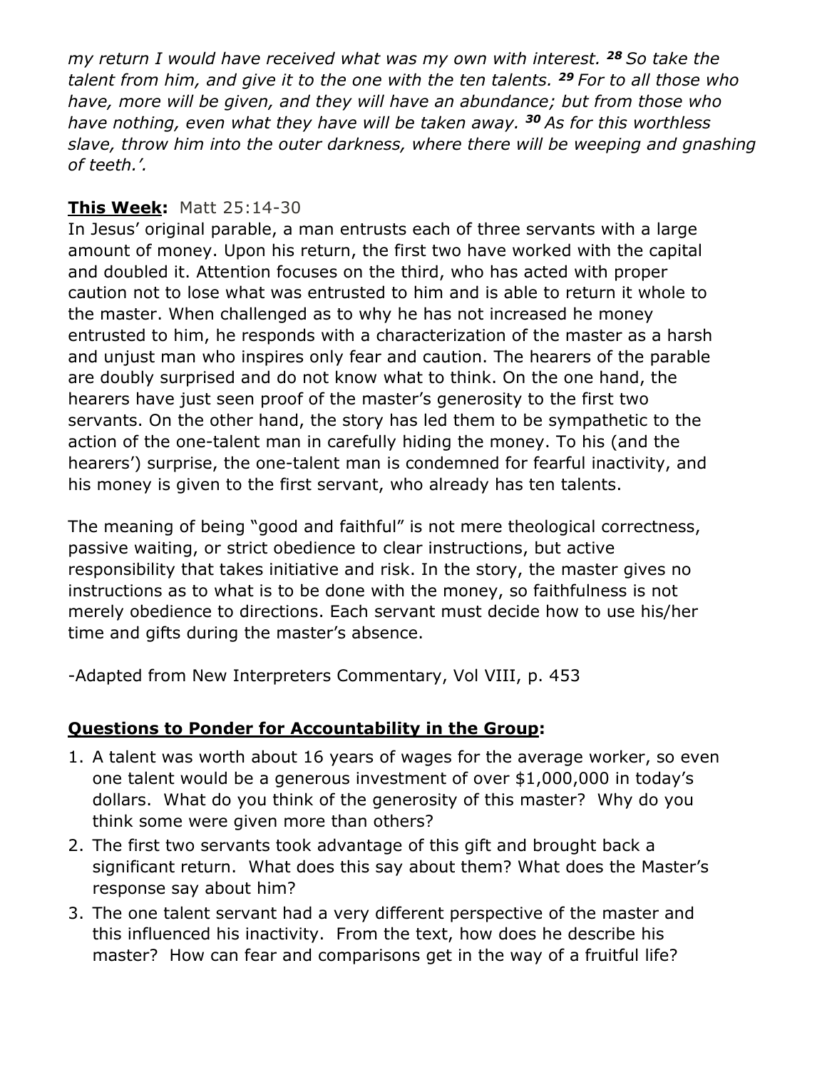*my return I would have received what was my own with interest.* ***28*** *So take the talent from him, and give it to the one with the ten talents.* ***29*** *For to all those who have, more will be given, and they will have an abundance; but from those who have nothing, even what they have will be taken away.* ***30*** *As for this worthless slave, throw him into the outer darkness, where there will be weeping and gnashing of teeth.'.*

**This Week:** Matt 25:14-30

In Jesus' original parable, a man entrusts each of three servants with a large amount of money. Upon his return, the first two have worked with the capital and doubled it. Attention focuses on the third, who has acted with proper caution not to lose what was entrusted to him and is able to return it whole to the master. When challenged as to why he has not increased he money entrusted to him, he responds with a characterization of the master as a harsh and unjust man who inspires only fear and caution. The hearers of the parable are doubly surprised and do not know what to think. On the one hand, the hearers have just seen proof of the master's generosity to the first two servants. On the other hand, the story has led them to be sympathetic to the action of the one-talent man in carefully hiding the money. To his (and the hearers') surprise, the one-talent man is condemned for fearful inactivity, and his money is given to the first servant, who already has ten talents.

The meaning of being "good and faithful" is not mere theological correctness, passive waiting, or strict obedience to clear instructions, but active responsibility that takes initiative and risk. In the story, the master gives no instructions as to what is to be done with the money, so faithfulness is not merely obedience to directions. Each servant must decide how to use his/her time and gifts during the master's absence.

-Adapted from New Interpreters Commentary, Vol VIII, p. 453

**Questions to Ponder for Accountability in the Group:**

1. A talent was worth about 16 years of wages for the average worker, so even one talent would be a generous investment of over $1,000,000 in today's dollars. What do you think of the generosity of this master? Why do you think some were given more than others?
2. The first two servants took advantage of this gift and brought back a significant return. What does this say about them? What does the Master's response say about him?
3. The one talent servant had a very different perspective of the master and this influenced his inactivity. From the text, how does he describe his master? How can fear and comparisons get in the way of a fruitful life?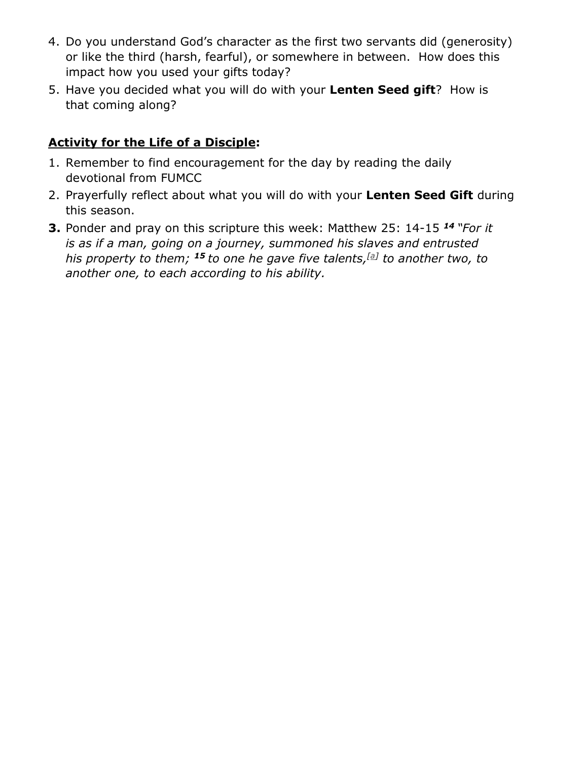4. Do you understand God's character as the first two servants did (generosity) or like the third (harsh, fearful), or somewhere in between. How does this impact how you used your gifts today?
5. Have you decided what you will do with your **Lenten Seed gift**? How is that coming along?

**Activity for the Life of a Disciple:**

1. Remember to find encouragement for the day by reading the daily devotional from FUMCC
2. Prayerfully reflect about what you will do with your **Lenten Seed Gift** during this season.
3. Ponder and pray on this scripture this week: Matthew 25: 14-15 ***14*** *"For it is as if a man, going on a journey, summoned his slaves and entrusted his property to them;* ***15*** *to one he gave five talents,*[a] *to another two, to another one, to each according to his ability.*